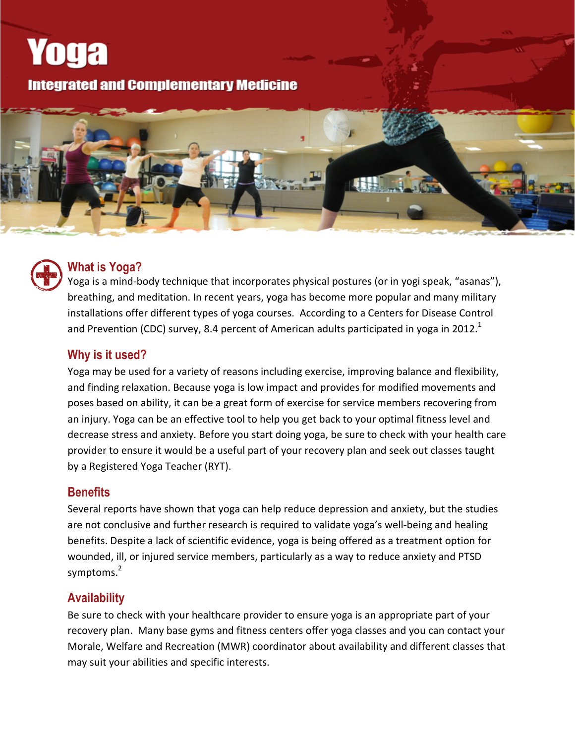# Yoga

## Integrated and Complementary Medicine

### What is Yoga?

Yoga is a mind-body technique that incorporates physical postures (or in yogi speak, "asanas"), breathing, and meditation. In recent years, yoga has become more popular and many military installations offer different types of yoga courses. According to a Centers for Disease Control and Prevention (CDC) survey, 8.4 percent of American adults participated in yoga in 2012.[1]

### Why is it used?

Yoga may be used for a variety of reasons including exercise, improving balance and flexibility, and finding relaxation. Because yoga is low impact and provides for modified movements and poses based on ability, it can be a great form of exercise for service members recovering from an injury. Yoga can be an effective tool to help you get back to your optimal fitness level and decrease stress and anxiety. Before you start doing yoga, be sure to check with your health care provider to ensure it would be a useful part of your recovery plan and seek out classes taught by a Registered Yoga Teacher (RYT).

### Benefits

Several reports have shown that yoga can help reduce depression and anxiety, but the studies are not conclusive and further research is required to validate yoga's well-being and healing benefits. Despite a lack of scientific evidence, yoga is being offered as a treatment option for wounded, ill, or injured service members, particularly as a way to reduce anxiety and PTSD symptoms.[2]

### Availability

Be sure to check with your healthcare provider to ensure yoga is an appropriate part of your recovery plan. Many base gyms and fitness centers offer yoga classes and you can contact your Morale, Welfare and Recreation (MWR) coordinator about availability and different classes that may suit your abilities and specific interests.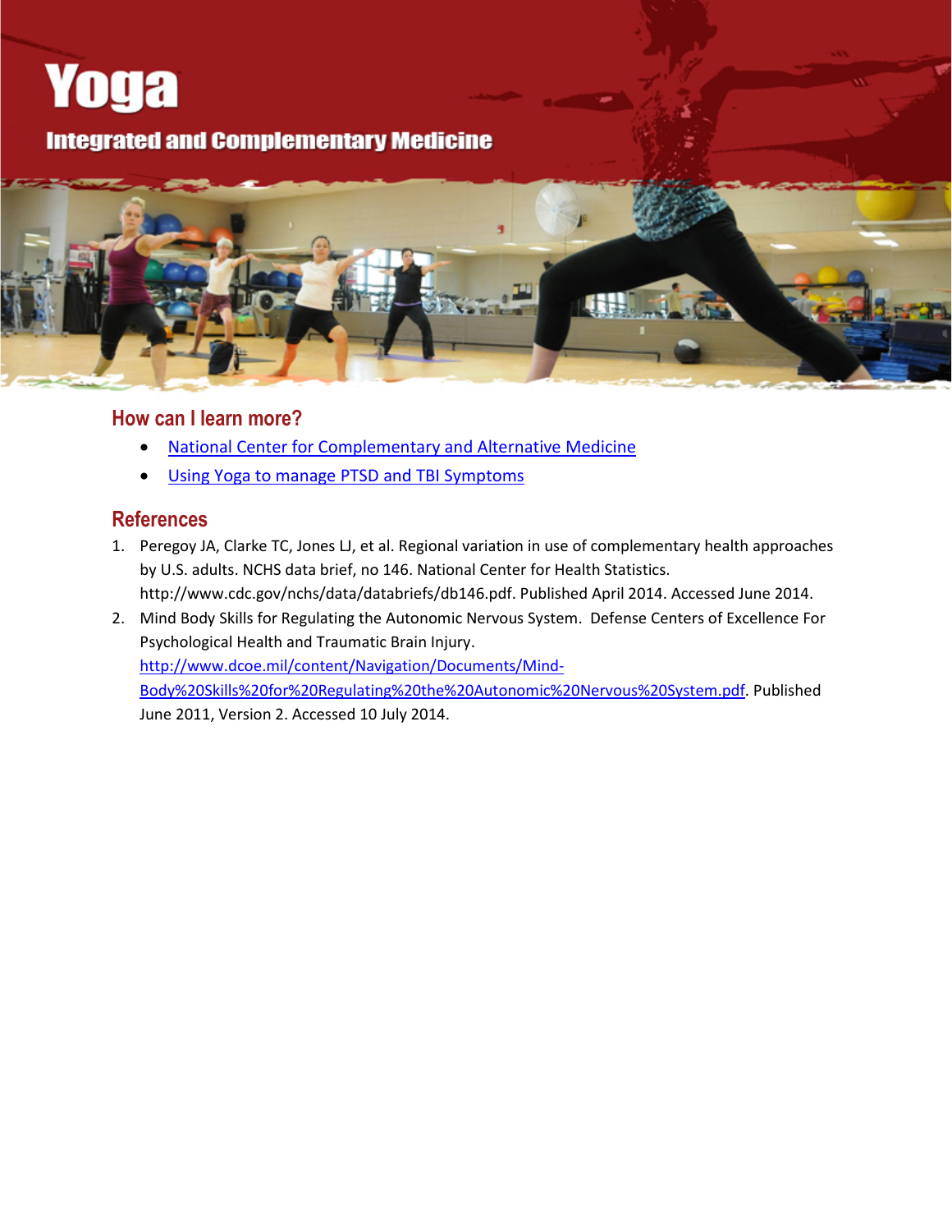# Yoga

## Integrated and Complementary Medicine

## How can I learn more?

- National Center for Complementary and Alternative Medicine
- Using Yoga to manage PTSD and TBI Symptoms

## References

1. Peregoy JA, Clarke TC, Jones LJ, et al. Regional variation in use of complementary health approaches by U.S. adults. NCHS data brief, no 146. National Center for Health Statistics. http://www.cdc.gov/nchs/data/databriefs/db146.pdf. Published April 2014. Accessed June 2014.
2. Mind Body Skills for Regulating the Autonomic Nervous System. Defense Centers of Excellence For Psychological Health and Traumatic Brain Injury. http://www.dcoe.mil/content/Navigation/Documents/Mind-Body%20Skills%20for%20Regulating%20the%20Autonomic%20Nervous%20System.pdf. Published June 2011, Version 2. Accessed 10 July 2014.